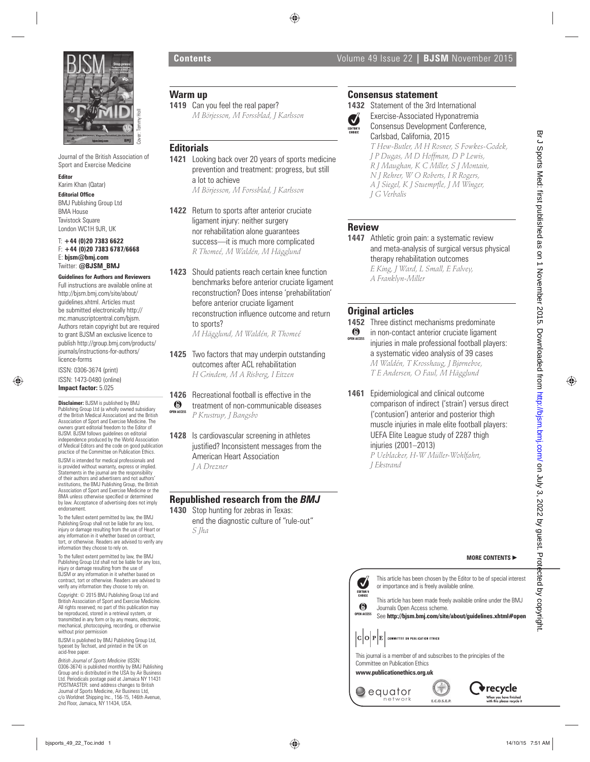Journal of the British Association of Sport and Exercise Medicine

**Editor**
Karim Khan (Qatar)

**Editorial Office**
BMJ Publishing Group Ltd
BMA House
Tavistock Square
London WC1H 9JR, UK

T: **+44 (0)20 7383 6622**
F: **+44 (0)20 7383 6787/6668**
E: **bjsm@bmj.com**
Twitter: **@BJSM_BMJ**

**Guidelines for Authors and Reviewers**
Full instructions are available online at http://bjsm.bmj.com/site/about/guidelines.xhtml. Articles must be submitted electronically http://mc.manuscriptcentral.com/bjsm. Authors retain copyright but are required to grant BJSM an exclusive licence to publish http://group.bmj.com/products/journals/instructions-for-authors/licence-forms

ISSN: 0306-3674 (print)
ISSN: 1473-0480 (online)
**Impact factor:** 5.025

**Disclaimer:** BJSM is published by BMJ Publishing Group Ltd (a wholly owned subsidiary of the British Medical Association) and the British Association of Sport and Exercise Medicine. The owners grant editorial freedom to the Editor of BJSM. BJSM follows guidelines on editorial independence produced by the World Association of Medical Editors and the code on good publication practice of the Committee on Publication Ethics.

BJSM is intended for medical professionals and is provided without warranty, express or implied. Statements in the journal are the responsibility of their authors and advertisers and not authors' institutions, the BMJ Publishing Group, the British Association of Sport and Exercise Medicine or the BMA unless otherwise specified or determined by law. Acceptance of advertising does not imply endorsement.

To the fullest extent permitted by law, the BMJ Publishing Group shall not be liable for any loss, injury or damage resulting from the use of Heart or any information in it whether based on contract, tort, or otherwise. Readers are advised to verify any information they choose to rely on.

To the fullest extent permitted by law, the BMJ Publishing Group Ltd shall not be liable for any loss, injury or damage resulting from the use of BJSM or any information in it whether based on contract, tort or otherwise. Readers are advised to verify any information they choose to rely on.

Copyright: © 2015 BMJ Publishing Group Ltd and British Association of Sport and Exercise Medicine. All rights reserved; no part of this publication may be reproduced, stored in a retrieval system, or transmitted in any form or by any means, electronic, mechanical, photocopying, recording, or otherwise without prior permission

BJSM is published by BMJ Publishing Group Ltd, typeset by Techset, and printed in the UK on acid-free paper.

*British Journal of Sports Medicine* (ISSN: 0306-3674) is published monthly by BMJ Publishing Group and is distributed in the USA by Air Business Ltd. Periodicals postage paid at Jamaica NY 11431 POSTMASTER: send address changes to British Journal of Sports Medicine, Air Business Ltd, c/o Worldnet Shipping Inc., 156-15, 146th Avenue, 2nd Floor, Jamaica, NY 11434, USA.

Cover: Tommy Holl

# Contents

## Warm up

**1419** Can you feel the real paper?
*M Börjesson, M Forssblad, J Karlsson*

## Editorials

**1421** Looking back over 20 years of sports medicine prevention and treatment: progress, but still a lot to achieve
*M Börjesson, M Forssblad, J Karlsson*

**1422** Return to sports after anterior cruciate ligament injury: neither surgery nor rehabilitation alone guarantees success—it is much more complicated
*R Thomeé, M Waldén, M Hägglund*

**1423** Should patients reach certain knee function benchmarks before anterior cruciate ligament reconstruction? Does intense 'prehabilitation' before anterior cruciate ligament reconstruction influence outcome and return to sports?
*M Hägglund, M Waldén, R Thomeé*

**1425** Two factors that may underpin outstanding outcomes after ACL rehabilitation
*H Grindem, M A Risberg, I Eitzen*

**1426** (Open access) Recreational football is effective in the treatment of non-communicable diseases
*P Krustrup, J Bangsbo*

**1428** Is cardiovascular screening in athletes justified? Inconsistent messages from the American Heart Association
*J A Drezner*

## Republished research from the *BMJ*

**1430** Stop hunting for zebras in Texas: end the diagnostic culture of "rule-out"
*S Jha*

## Consensus statement

**1432** (Editor's choice) Statement of the 3rd International Exercise-Associated Hyponatremia Consensus Development Conference, Carlsbad, California, 2015
*T Hew-Butler, M H Rosner, S Fowkes-Godek, J P Dugas, M D Hoffman, D P Lewis, R J Maughan, K C Miller, S J Montain, N J Rehrer, W O Roberts, I R Rogers, A J Siegel, K J Stuempfle, J M Winger, J G Verbalis*

## Review

**1447** Athletic groin pain: a systematic review and meta-analysis of surgical versus physical therapy rehabilitation outcomes
*E King, J Ward, L Small, E Falvey, A Franklyn-Miller*

## Original articles

**1452** (Open access) Three distinct mechanisms predominate in non-contact anterior cruciate ligament injuries in male professional football players: a systematic video analysis of 39 cases
*M Waldén, T Krosshaug, J Bjørneboe, T E Andersen, O Faul, M Hägglund*

**1461** Epidemiological and clinical outcome comparison of indirect ('strain') versus direct ('contusion') anterior and posterior thigh muscle injuries in male elite football players: UEFA Elite League study of 2287 thigh injuries (2001–2013)
*P Ueblacker, H-W Müller-Wohlfahrt, J Ekstrand*

**MORE CONTENTS ►**

Editor's choice: This article has been chosen by the Editor to be of special interest or importance and is freely available online.

Open access: This article has been made freely available online under the BMJ Journals Open Access scheme.
See **http://bjsm.bmj.com/site/about/guidelines.xhtml#open**

COPE — Committee on Publication Ethics

This journal is a member of and subscribes to the principles of the Committee on Publication Ethics
**www.publicationethics.org.uk**

equator network — E.C.O.S.E.P. — recycle: When you have finished with this please recycle it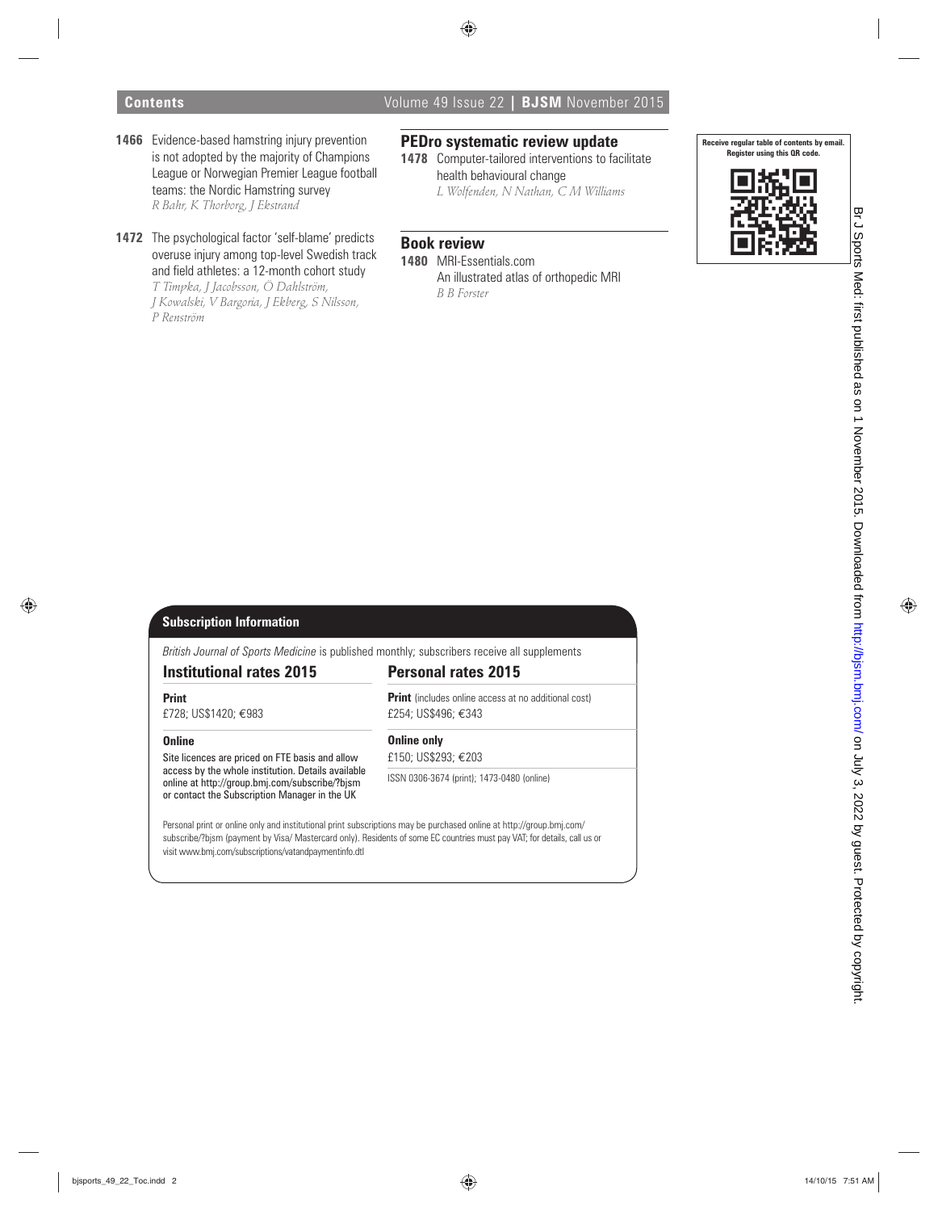## Contents

**1466** Evidence-based hamstring injury prevention is not adopted by the majority of Champions League or Norwegian Premier League football teams: the Nordic Hamstring survey
*R Bahr, K Thorborg, J Ekstrand*

**1472** The psychological factor 'self-blame' predicts overuse injury among top-level Swedish track and field athletes: a 12-month cohort study
*T Timpka, J Jacobsson, Ö Dahlström, J Kowalski, V Bargoria, J Ekberg, S Nilsson, P Renström*

### PEDro systematic review update

**1478** Computer-tailored interventions to facilitate health behavioural change
*L Wolfenden, N Nathan, C M Williams*

### Book review

**1480** MRI-Essentials.com
An illustrated atlas of orthopedic MRI
*B B Forster*

**Receive regular table of contents by email. Register using this QR code.**

### Subscription Information

*British Journal of Sports Medicine* is published monthly; subscribers receive all supplements

#### Institutional rates 2015

**Print**
£728; US$1420; €983

**Online**
Site licences are priced on FTE basis and allow access by the whole institution. Details available online at http://group.bmj.com/subscribe/?bjsm or contact the Subscription Manager in the UK

#### Personal rates 2015

**Print** (includes online access at no additional cost)
£254; US$496; €343

**Online only**
£150; US$293; €203

ISSN 0306-3674 (print); 1473-0480 (online)

Personal print or online only and institutional print subscriptions may be purchased online at http://group.bmj.com/subscribe/?bjsm (payment by Visa/ Mastercard only). Residents of some EC countries must pay VAT; for details, call us or visit www.bmj.com/subscriptions/vatandpaymentinfo.dtl